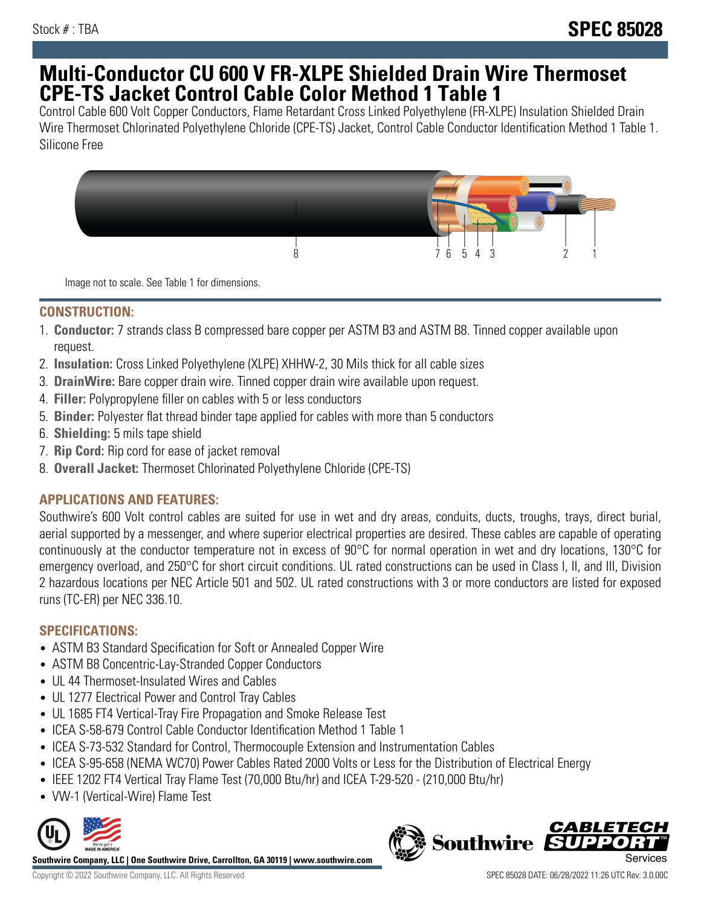Stock # : TBA

# SPEC 85028

# Multi-Conductor CU 600 V FR-XLPE Shielded Drain Wire Thermoset CPE-TS Jacket Control Cable Color Method 1 Table 1

Control Cable 600 Volt Copper Conductors, Flame Retardant Cross Linked Polyethylene (FR-XLPE) Insulation Shielded Drain Wire Thermoset Chlorinated Polyethylene Chloride (CPE-TS) Jacket, Control Cable Conductor Identification Method 1 Table 1. Silicone Free

Image not to scale. See Table 1 for dimensions.

## CONSTRUCTION:

1. **Conductor:** 7 strands class B compressed bare copper per ASTM B3 and ASTM B8. Tinned copper available upon request.
2. **Insulation:** Cross Linked Polyethylene (XLPE) XHHW-2, 30 Mils thick for all cable sizes
3. **DrainWire:** Bare copper drain wire. Tinned copper drain wire available upon request.
4. **Filler:** Polypropylene filler on cables with 5 or less conductors
5. **Binder:** Polyester flat thread binder tape applied for cables with more than 5 conductors
6. **Shielding:** 5 mils tape shield
7. **Rip Cord:** Rip cord for ease of jacket removal
8. **Overall Jacket:** Thermoset Chlorinated Polyethylene Chloride (CPE-TS)

## APPLICATIONS AND FEATURES:

Southwire's 600 Volt control cables are suited for use in wet and dry areas, conduits, ducts, troughs, trays, direct burial, aerial supported by a messenger, and where superior electrical properties are desired. These cables are capable of operating continuously at the conductor temperature not in excess of 90°C for normal operation in wet and dry locations, 130°C for emergency overload, and 250°C for short circuit conditions. UL rated constructions can be used in Class I, II, and III, Division 2 hazardous locations per NEC Article 501 and 502. UL rated constructions with 3 or more conductors are listed for exposed runs (TC-ER) per NEC 336.10.

## SPECIFICATIONS:

- ASTM B3 Standard Specification for Soft or Annealed Copper Wire
- ASTM B8 Concentric-Lay-Stranded Copper Conductors
- UL 44 Thermoset-Insulated Wires and Cables
- UL 1277 Electrical Power and Control Tray Cables
- UL 1685 FT4 Vertical-Tray Fire Propagation and Smoke Release Test
- ICEA S-58-679 Control Cable Conductor Identification Method 1 Table 1
- ICEA S-73-532 Standard for Control, Thermocouple Extension and Instrumentation Cables
- ICEA S-95-658 (NEMA WC70) Power Cables Rated 2000 Volts or Less for the Distribution of Electrical Energy
- IEEE 1202 FT4 Vertical Tray Flame Test (70,000 Btu/hr) and ICEA T-29-520 - (210,000 Btu/hr)
- VW-1 (Vertical-Wire) Flame Test

**Southwire Company, LLC | One Southwire Drive, Carrollton, GA 30119 | www.southwire.com**

Copyright © 2022 Southwire Company, LLC. All Rights Reserved

SPEC 85028 DATE: 06/28/2022 11:26 UTC Rev: 3.0.00C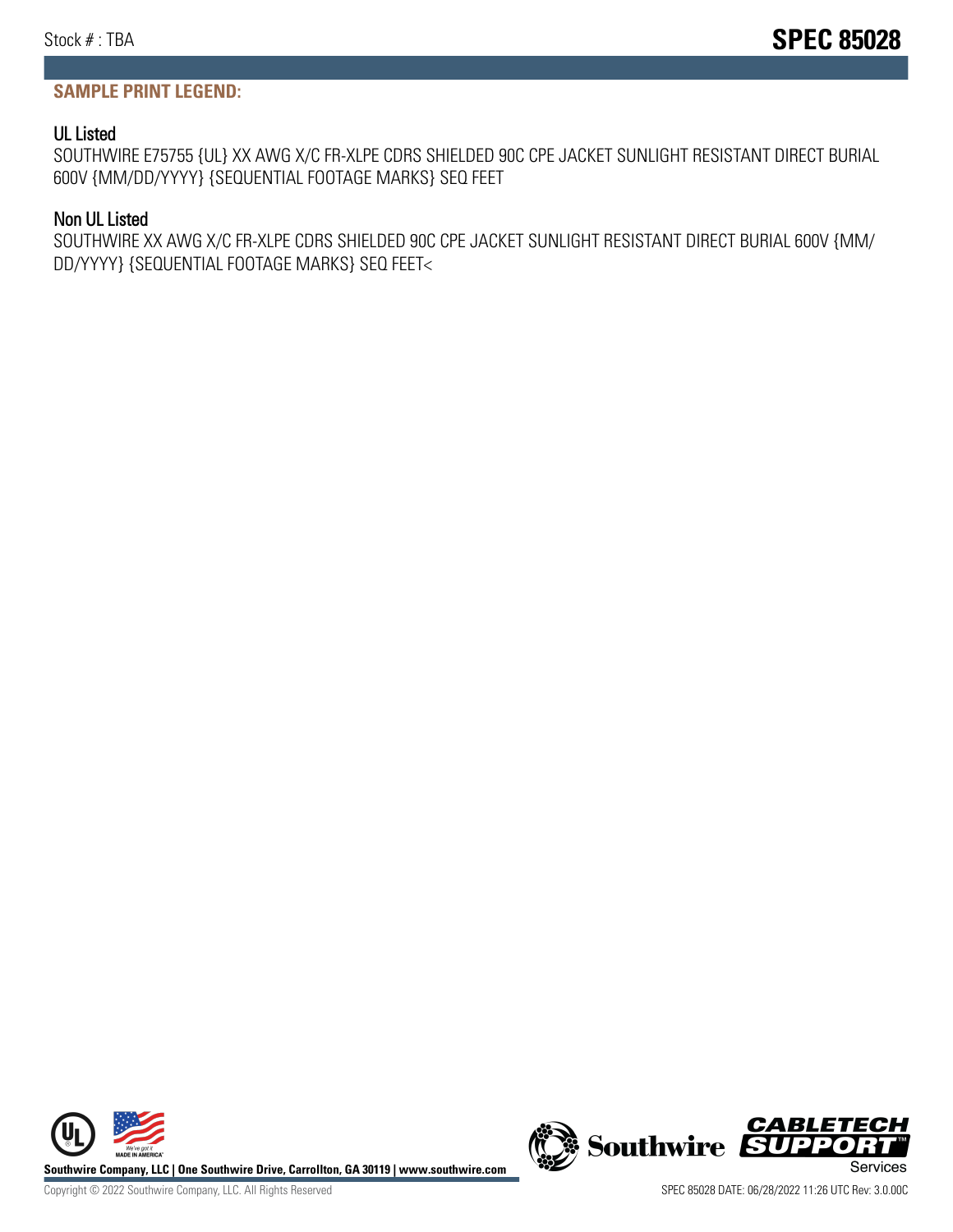## SAMPLE PRINT LEGEND:

### UL Listed

SOUTHWIRE E75755 {UL} XX AWG X/C FR-XLPE CDRS SHIELDED 90C CPE JACKET SUNLIGHT RESISTANT DIRECT BURIAL 600V {MM/DD/YYYY} {SEQUENTIAL FOOTAGE MARKS} SEQ FEET

### Non UL Listed

SOUTHWIRE XX AWG X/C FR-XLPE CDRS SHIELDED 90C CPE JACKET SUNLIGHT RESISTANT DIRECT BURIAL 600V {MM/DD/YYYY} {SEQUENTIAL FOOTAGE MARKS} SEQ FEET<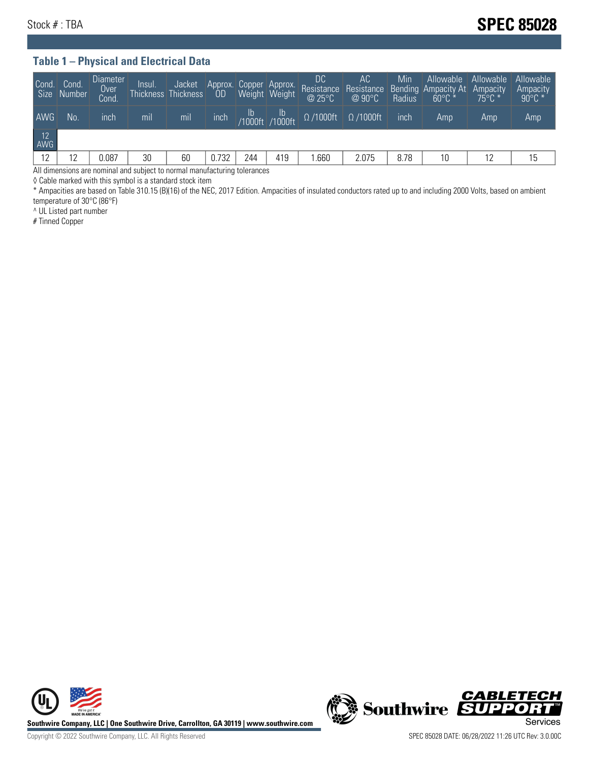Stock # : TBA

# SPEC 85028

## Table 1 – Physical and Electrical Data

| Cond. Size | Cond. Number | Diameter Over Cond. | Insul. Thickness | Jacket Thickness | Approx. OD | Copper Weight | Approx. Weight | DC Resistance @ 25°C | AC Resistance @ 90°C | Min Bending Radius | Allowable Ampacity At 60°C * | Allowable Ampacity 75°C * | Allowable Ampacity 90°C * |
|---|---|---|---|---|---|---|---|---|---|---|---|---|---|
| AWG | No. | inch | mil | mil | inch | lb /1000ft | lb /1000ft | Ω /1000ft | Ω /1000ft | inch | Amp | Amp | Amp |
| 12 AWG | | | | | | | | | | | | | |
| 12 | 12 | 0.087 | 30 | 60 | 0.732 | 244 | 419 | 1.660 | 2.075 | 8.78 | 10 | 12 | 15 |

All dimensions are nominal and subject to normal manufacturing tolerances

◊ Cable marked with this symbol is a standard stock item

* Ampacities are based on Table 310.15 (B)(16) of the NEC, 2017 Edition. Ampacities of insulated conductors rated up to and including 2000 Volts, based on ambient temperature of 30°C (86°F)

^ UL Listed part number

# Tinned Copper

Southwire Company, LLC | One Southwire Drive, Carrollton, GA 30119 | www.southwire.com

Copyright © 2022 Southwire Company, LLC. All Rights Reserved

SPEC 85028 DATE: 06/28/2022 11:26 UTC Rev: 3.0.00C